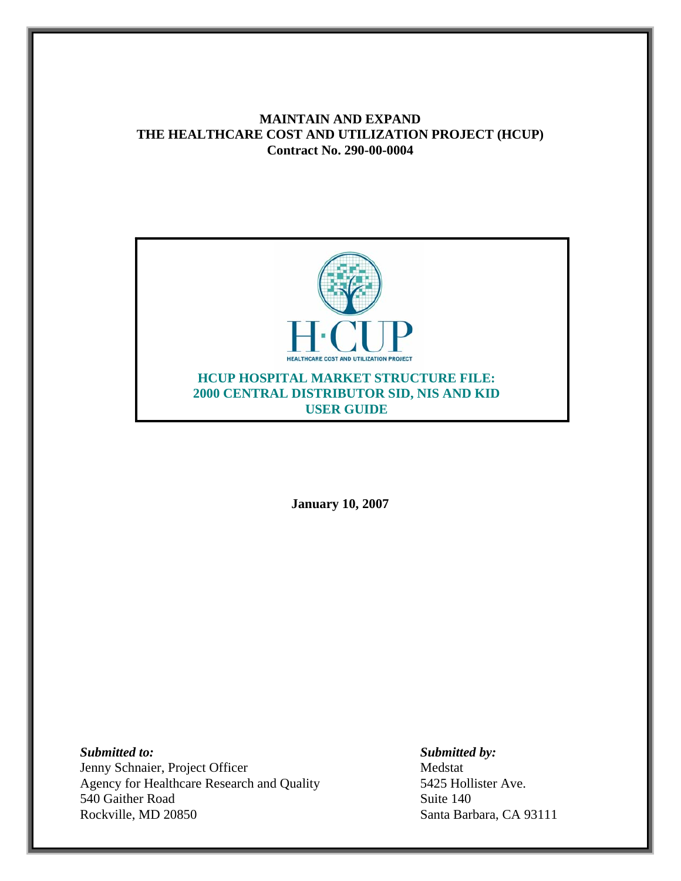**MAINTAIN AND EXPAND**
**THE HEALTHCARE COST AND UTILIZATION PROJECT (HCUP)**
**Contract No. 290-00-0004**

H·CUP

HEALTHCARE COST AND UTILIZATION PROJECT

# HCUP HOSPITAL MARKET STRUCTURE FILE: 2000 CENTRAL DISTRIBUTOR SID, NIS AND KID USER GUIDE

**January 10, 2007**

***Submitted to:***
Jenny Schnaier, Project Officer
Agency for Healthcare Research and Quality
540 Gaither Road
Rockville, MD 20850

***Submitted by:***
Medstat
5425 Hollister Ave.
Suite 140
Santa Barbara, CA 93111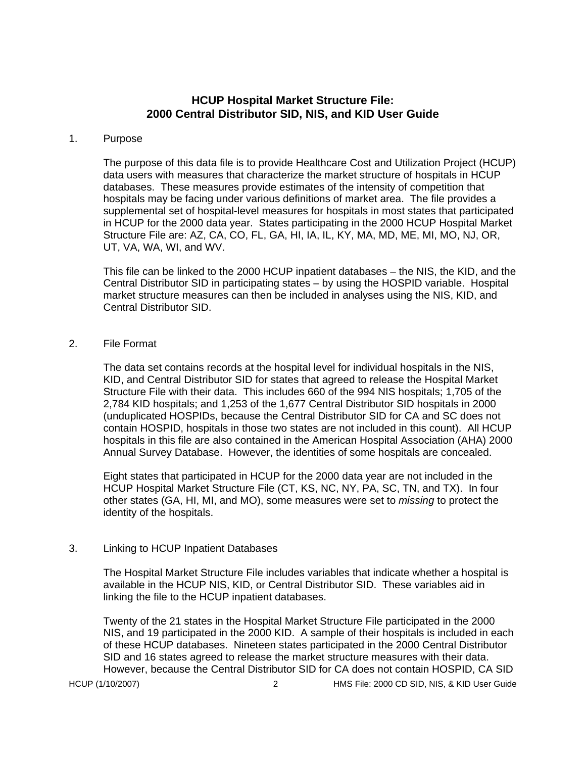# HCUP Hospital Market Structure File: 2000 Central Distributor SID, NIS, and KID User Guide

1. Purpose

   The purpose of this data file is to provide Healthcare Cost and Utilization Project (HCUP) data users with measures that characterize the market structure of hospitals in HCUP databases. These measures provide estimates of the intensity of competition that hospitals may be facing under various definitions of market area. The file provides a supplemental set of hospital-level measures for hospitals in most states that participated in HCUP for the 2000 data year. States participating in the 2000 HCUP Hospital Market Structure File are: AZ, CA, CO, FL, GA, HI, IA, IL, KY, MA, MD, ME, MI, MO, NJ, OR, UT, VA, WA, WI, and WV.

   This file can be linked to the 2000 HCUP inpatient databases – the NIS, the KID, and the Central Distributor SID in participating states – by using the HOSPID variable. Hospital market structure measures can then be included in analyses using the NIS, KID, and Central Distributor SID.

2. File Format

   The data set contains records at the hospital level for individual hospitals in the NIS, KID, and Central Distributor SID for states that agreed to release the Hospital Market Structure File with their data. This includes 660 of the 994 NIS hospitals; 1,705 of the 2,784 KID hospitals; and 1,253 of the 1,677 Central Distributor SID hospitals in 2000 (unduplicated HOSPIDs, because the Central Distributor SID for CA and SC does not contain HOSPID, hospitals in those two states are not included in this count). All HCUP hospitals in this file are also contained in the American Hospital Association (AHA) 2000 Annual Survey Database. However, the identities of some hospitals are concealed.

   Eight states that participated in HCUP for the 2000 data year are not included in the HCUP Hospital Market Structure File (CT, KS, NC, NY, PA, SC, TN, and TX). In four other states (GA, HI, MI, and MO), some measures were set to *missing* to protect the identity of the hospitals.

3. Linking to HCUP Inpatient Databases

   The Hospital Market Structure File includes variables that indicate whether a hospital is available in the HCUP NIS, KID, or Central Distributor SID. These variables aid in linking the file to the HCUP inpatient databases.

   Twenty of the 21 states in the Hospital Market Structure File participated in the 2000 NIS, and 19 participated in the 2000 KID. A sample of their hospitals is included in each of these HCUP databases. Nineteen states participated in the 2000 Central Distributor SID and 16 states agreed to release the market structure measures with their data. However, because the Central Distributor SID for CA does not contain HOSPID, CA SID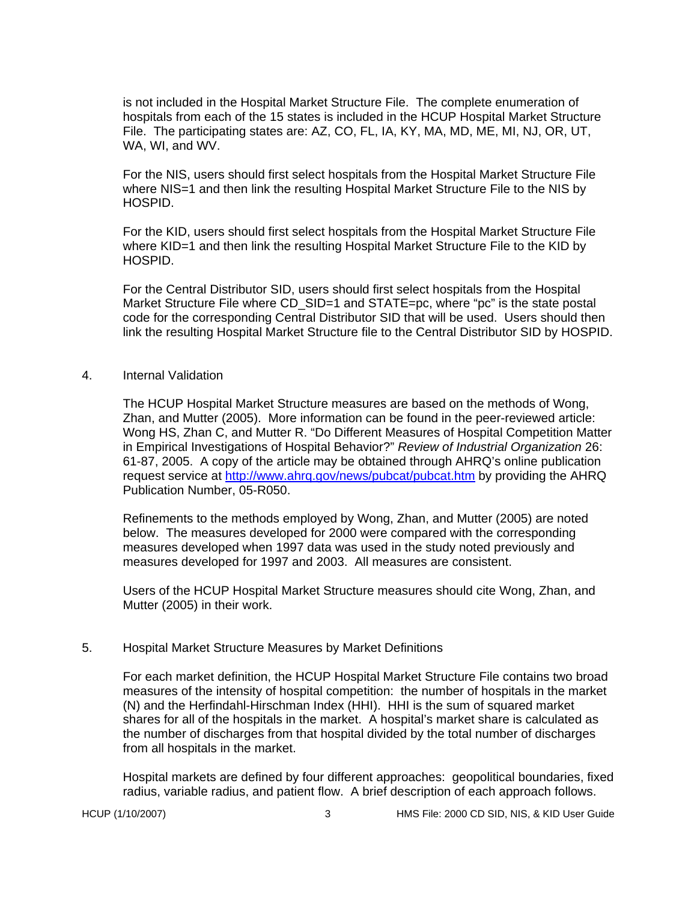is not included in the Hospital Market Structure File. The complete enumeration of hospitals from each of the 15 states is included in the HCUP Hospital Market Structure File. The participating states are: AZ, CO, FL, IA, KY, MA, MD, ME, MI, NJ, OR, UT, WA, WI, and WV.

For the NIS, users should first select hospitals from the Hospital Market Structure File where NIS=1 and then link the resulting Hospital Market Structure File to the NIS by HOSPID.

For the KID, users should first select hospitals from the Hospital Market Structure File where KID=1 and then link the resulting Hospital Market Structure File to the KID by HOSPID.

For the Central Distributor SID, users should first select hospitals from the Hospital Market Structure File where CD_SID=1 and STATE=pc, where "pc" is the state postal code for the corresponding Central Distributor SID that will be used. Users should then link the resulting Hospital Market Structure file to the Central Distributor SID by HOSPID.

## 4. Internal Validation

The HCUP Hospital Market Structure measures are based on the methods of Wong, Zhan, and Mutter (2005). More information can be found in the peer-reviewed article: Wong HS, Zhan C, and Mutter R. "Do Different Measures of Hospital Competition Matter in Empirical Investigations of Hospital Behavior?" *Review of Industrial Organization* 26: 61-87, 2005. A copy of the article may be obtained through AHRQ's online publication request service at [http://www.ahrq.gov/news/pubcat/pubcat.htm](http://www.ahrq.gov/news/pubcat/pubcat.htm) by providing the AHRQ Publication Number, 05-R050.

Refinements to the methods employed by Wong, Zhan, and Mutter (2005) are noted below. The measures developed for 2000 were compared with the corresponding measures developed when 1997 data was used in the study noted previously and measures developed for 1997 and 2003. All measures are consistent.

Users of the HCUP Hospital Market Structure measures should cite Wong, Zhan, and Mutter (2005) in their work.

## 5. Hospital Market Structure Measures by Market Definitions

For each market definition, the HCUP Hospital Market Structure File contains two broad measures of the intensity of hospital competition: the number of hospitals in the market (N) and the Herfindahl-Hirschman Index (HHI). HHI is the sum of squared market shares for all of the hospitals in the market. A hospital's market share is calculated as the number of discharges from that hospital divided by the total number of discharges from all hospitals in the market.

Hospital markets are defined by four different approaches: geopolitical boundaries, fixed radius, variable radius, and patient flow. A brief description of each approach follows.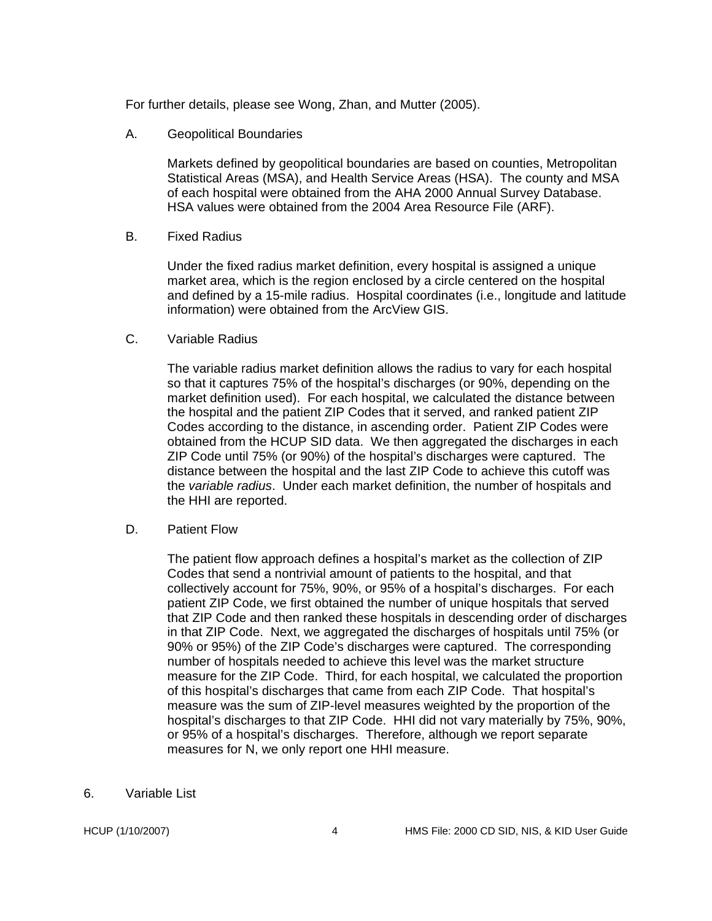For further details, please see Wong, Zhan, and Mutter (2005).

### A. Geopolitical Boundaries

Markets defined by geopolitical boundaries are based on counties, Metropolitan Statistical Areas (MSA), and Health Service Areas (HSA). The county and MSA of each hospital were obtained from the AHA 2000 Annual Survey Database. HSA values were obtained from the 2004 Area Resource File (ARF).

### B. Fixed Radius

Under the fixed radius market definition, every hospital is assigned a unique market area, which is the region enclosed by a circle centered on the hospital and defined by a 15-mile radius. Hospital coordinates (i.e., longitude and latitude information) were obtained from the ArcView GIS.

### C. Variable Radius

The variable radius market definition allows the radius to vary for each hospital so that it captures 75% of the hospital's discharges (or 90%, depending on the market definition used). For each hospital, we calculated the distance between the hospital and the patient ZIP Codes that it served, and ranked patient ZIP Codes according to the distance, in ascending order. Patient ZIP Codes were obtained from the HCUP SID data. We then aggregated the discharges in each ZIP Code until 75% (or 90%) of the hospital's discharges were captured. The distance between the hospital and the last ZIP Code to achieve this cutoff was the *variable radius*. Under each market definition, the number of hospitals and the HHI are reported.

### D. Patient Flow

The patient flow approach defines a hospital's market as the collection of ZIP Codes that send a nontrivial amount of patients to the hospital, and that collectively account for 75%, 90%, or 95% of a hospital's discharges. For each patient ZIP Code, we first obtained the number of unique hospitals that served that ZIP Code and then ranked these hospitals in descending order of discharges in that ZIP Code. Next, we aggregated the discharges of hospitals until 75% (or 90% or 95%) of the ZIP Code's discharges were captured. The corresponding number of hospitals needed to achieve this level was the market structure measure for the ZIP Code. Third, for each hospital, we calculated the proportion of this hospital's discharges that came from each ZIP Code. That hospital's measure was the sum of ZIP-level measures weighted by the proportion of the hospital's discharges to that ZIP Code. HHI did not vary materially by 75%, 90%, or 95% of a hospital's discharges. Therefore, although we report separate measures for N, we only report one HHI measure.

## 6. Variable List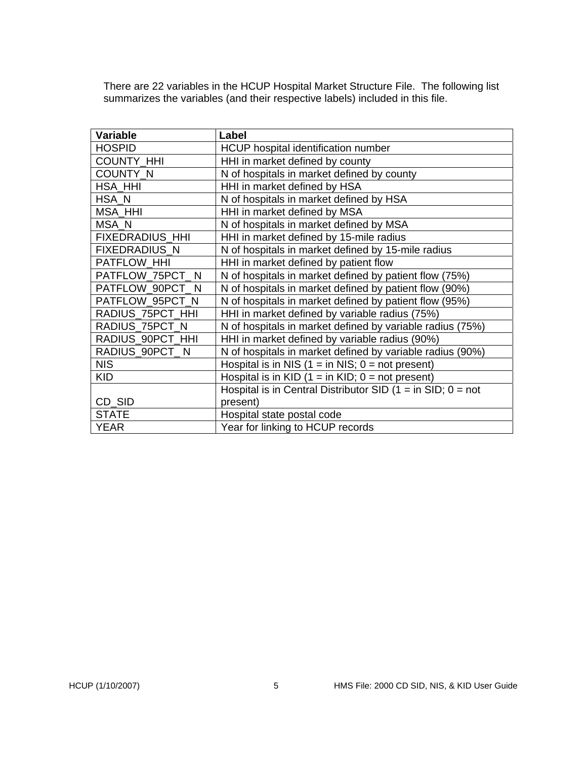There are 22 variables in the HCUP Hospital Market Structure File. The following list summarizes the variables (and their respective labels) included in this file.

| Variable | Label |
|---|---|
| HOSPID | HCUP hospital identification number |
| COUNTY_HHI | HHI in market defined by county |
| COUNTY_N | N of hospitals in market defined by county |
| HSA_HHI | HHI in market defined by HSA |
| HSA_N | N of hospitals in market defined by HSA |
| MSA_HHI | HHI in market defined by MSA |
| MSA_N | N of hospitals in market defined by MSA |
| FIXEDRADIUS_HHI | HHI in market defined by 15-mile radius |
| FIXEDRADIUS_N | N of hospitals in market defined by 15-mile radius |
| PATFLOW_HHI | HHI in market defined by patient flow |
| PATFLOW_75PCT_ N | N of hospitals in market defined by patient flow (75%) |
| PATFLOW_90PCT_ N | N of hospitals in market defined by patient flow (90%) |
| PATFLOW_95PCT_N | N of hospitals in market defined by patient flow (95%) |
| RADIUS_75PCT_HHI | HHI in market defined by variable radius (75%) |
| RADIUS_75PCT_N | N of hospitals in market defined by variable radius (75%) |
| RADIUS_90PCT_HHI | HHI in market defined by variable radius (90%) |
| RADIUS_90PCT_ N | N of hospitals in market defined by variable radius (90%) |
| NIS | Hospital is in NIS (1 = in NIS; 0 = not present) |
| KID | Hospital is in KID (1 = in KID; 0 = not present) |
| CD_SID | Hospital is in Central Distributor SID (1 = in SID; 0 = not present) |
| STATE | Hospital state postal code |
| YEAR | Year for linking to HCUP records |